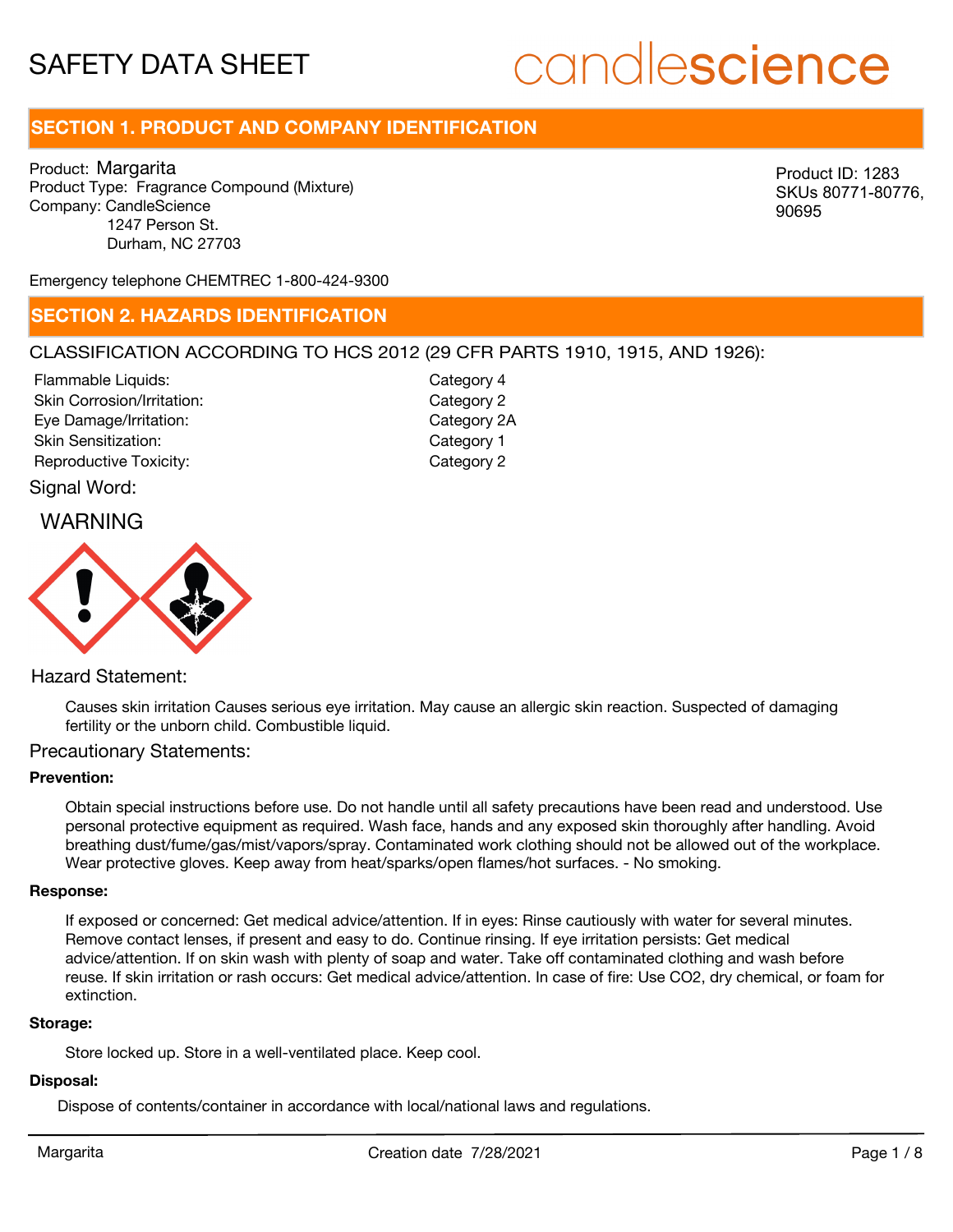# SAFETY DATA SHEET

candlescience

## SECTION 1. PRODUCT AND COMPANY IDENTIFICATION

Product: Margarita
Product Type: Fragrance Compound (Mixture)
Company: CandleScience
1247 Person St.
Durham, NC 27703

Product ID: 1283
SKUs 80771-80776, 90695

Emergency telephone CHEMTREC 1-800-424-9300

## SECTION 2. HAZARDS IDENTIFICATION

CLASSIFICATION ACCORDING TO HCS 2012 (29 CFR PARTS 1910, 1915, AND 1926):

| | |
|---|---|
| Flammable Liquids: | Category 4 |
| Skin Corrosion/Irritation: | Category 2 |
| Eye Damage/Irritation: | Category 2A |
| Skin Sensitization: | Category 1 |
| Reproductive Toxicity: | Category 2 |

Signal Word:

WARNING

Hazard Statement:

Causes skin irritation Causes serious eye irritation. May cause an allergic skin reaction. Suspected of damaging fertility or the unborn child. Combustible liquid.

Precautionary Statements:

**Prevention:**

Obtain special instructions before use. Do not handle until all safety precautions have been read and understood. Use personal protective equipment as required. Wash face, hands and any exposed skin thoroughly after handling. Avoid breathing dust/fume/gas/mist/vapors/spray. Contaminated work clothing should not be allowed out of the workplace. Wear protective gloves. Keep away from heat/sparks/open flames/hot surfaces. - No smoking.

**Response:**

If exposed or concerned: Get medical advice/attention. If in eyes: Rinse cautiously with water for several minutes. Remove contact lenses, if present and easy to do. Continue rinsing. If eye irritation persists: Get medical advice/attention. If on skin wash with plenty of soap and water. Take off contaminated clothing and wash before reuse. If skin irritation or rash occurs: Get medical advice/attention. In case of fire: Use CO2, dry chemical, or foam for extinction.

**Storage:**

Store locked up. Store in a well-ventilated place. Keep cool.

**Disposal:**

Dispose of contents/container in accordance with local/national laws and regulations.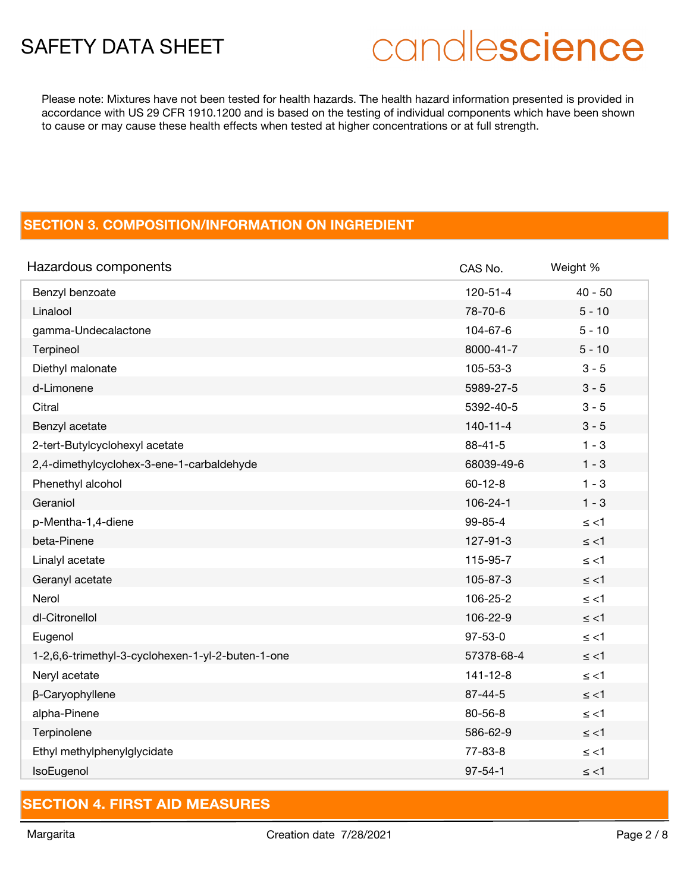Please note: Mixtures have not been tested for health hazards. The health hazard information presented is provided in accordance with US 29 CFR 1910.1200 and is based on the testing of individual components which have been shown to cause or may cause these health effects when tested at higher concentrations or at full strength.

## SECTION 3. COMPOSITION/INFORMATION ON INGREDIENT

| Hazardous components | CAS No. | Weight % |
|---|---|---|
| Benzyl benzoate | 120-51-4 | 40 - 50 |
| Linalool | 78-70-6 | 5 - 10 |
| gamma-Undecalactone | 104-67-6 | 5 - 10 |
| Terpineol | 8000-41-7 | 5 - 10 |
| Diethyl malonate | 105-53-3 | 3 - 5 |
| d-Limonene | 5989-27-5 | 3 - 5 |
| Citral | 5392-40-5 | 3 - 5 |
| Benzyl acetate | 140-11-4 | 3 - 5 |
| 2-tert-Butylcyclohexyl acetate | 88-41-5 | 1 - 3 |
| 2,4-dimethylcyclohex-3-ene-1-carbaldehyde | 68039-49-6 | 1 - 3 |
| Phenethyl alcohol | 60-12-8 | 1 - 3 |
| Geraniol | 106-24-1 | 1 - 3 |
| p-Mentha-1,4-diene | 99-85-4 | ≤ <1 |
| beta-Pinene | 127-91-3 | ≤ <1 |
| Linalyl acetate | 115-95-7 | ≤ <1 |
| Geranyl acetate | 105-87-3 | ≤ <1 |
| Nerol | 106-25-2 | ≤ <1 |
| dl-Citronellol | 106-22-9 | ≤ <1 |
| Eugenol | 97-53-0 | ≤ <1 |
| 1-2,6,6-trimethyl-3-cyclohexen-1-yl-2-buten-1-one | 57378-68-4 | ≤ <1 |
| Neryl acetate | 141-12-8 | ≤ <1 |
| β-Caryophyllene | 87-44-5 | ≤ <1 |
| alpha-Pinene | 80-56-8 | ≤ <1 |
| Terpinolene | 586-62-9 | ≤ <1 |
| Ethyl methylphenylglycidate | 77-83-8 | ≤ <1 |
| IsoEugenol | 97-54-1 | ≤ <1 |

## SECTION 4. FIRST AID MEASURES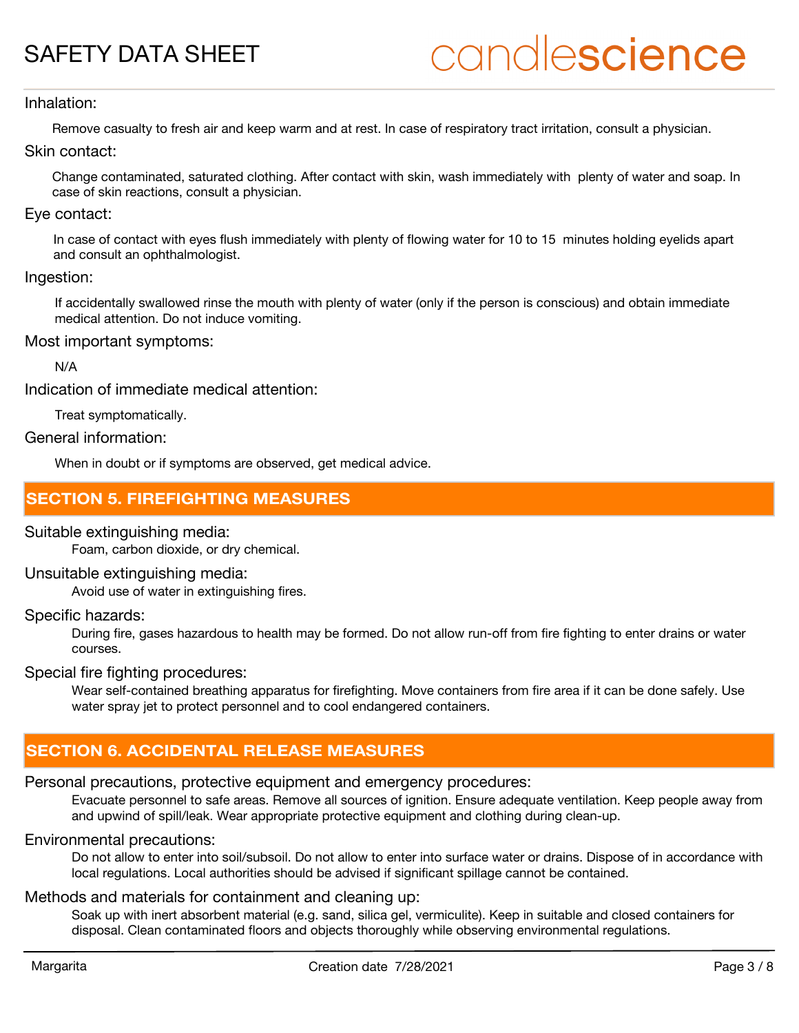Inhalation:

Remove casualty to fresh air and keep warm and at rest. In case of respiratory tract irritation, consult a physician.

Skin contact:

Change contaminated, saturated clothing. After contact with skin, wash immediately with plenty of water and soap. In case of skin reactions, consult a physician.

Eye contact:

In case of contact with eyes flush immediately with plenty of flowing water for 10 to 15 minutes holding eyelids apart and consult an ophthalmologist.

Ingestion:

If accidentally swallowed rinse the mouth with plenty of water (only if the person is conscious) and obtain immediate medical attention. Do not induce vomiting.

Most important symptoms:

N/A

Indication of immediate medical attention:

Treat symptomatically.

General information:

When in doubt or if symptoms are observed, get medical advice.

## SECTION 5. FIREFIGHTING MEASURES

Suitable extinguishing media:

Foam, carbon dioxide, or dry chemical.

Unsuitable extinguishing media:

Avoid use of water in extinguishing fires.

Specific hazards:

During fire, gases hazardous to health may be formed. Do not allow run-off from fire fighting to enter drains or water courses.

Special fire fighting procedures:

Wear self-contained breathing apparatus for firefighting. Move containers from fire area if it can be done safely. Use water spray jet to protect personnel and to cool endangered containers.

## SECTION 6. ACCIDENTAL RELEASE MEASURES

Personal precautions, protective equipment and emergency procedures:

Evacuate personnel to safe areas. Remove all sources of ignition. Ensure adequate ventilation. Keep people away from and upwind of spill/leak. Wear appropriate protective equipment and clothing during clean-up.

Environmental precautions:

Do not allow to enter into soil/subsoil. Do not allow to enter into surface water or drains. Dispose of in accordance with local regulations. Local authorities should be advised if significant spillage cannot be contained.

Methods and materials for containment and cleaning up:

Soak up with inert absorbent material (e.g. sand, silica gel, vermiculite). Keep in suitable and closed containers for disposal. Clean contaminated floors and objects thoroughly while observing environmental regulations.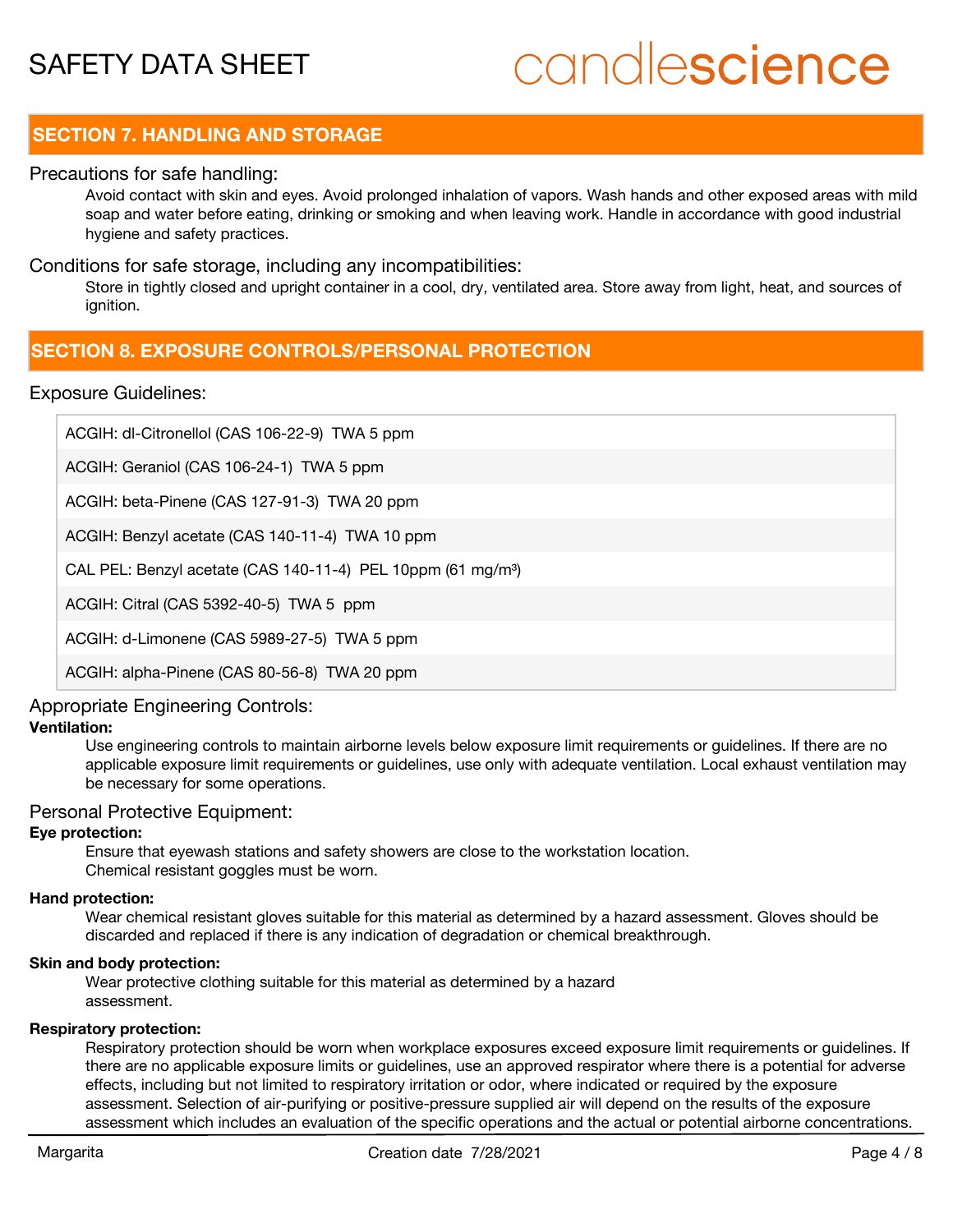## SECTION 7. HANDLING AND STORAGE

### Precautions for safe handling:

Avoid contact with skin and eyes. Avoid prolonged inhalation of vapors. Wash hands and other exposed areas with mild soap and water before eating, drinking or smoking and when leaving work. Handle in accordance with good industrial hygiene and safety practices.

### Conditions for safe storage, including any incompatibilities:

Store in tightly closed and upright container in a cool, dry, ventilated area. Store away from light, heat, and sources of ignition.

## SECTION 8. EXPOSURE CONTROLS/PERSONAL PROTECTION

### Exposure Guidelines:

| |
|---|
| ACGIH: dl-Citronellol (CAS 106-22-9) TWA 5 ppm |
| ACGIH: Geraniol (CAS 106-24-1) TWA 5 ppm |
| ACGIH: beta-Pinene (CAS 127-91-3) TWA 20 ppm |
| ACGIH: Benzyl acetate (CAS 140-11-4) TWA 10 ppm |
| CAL PEL: Benzyl acetate (CAS 140-11-4) PEL 10ppm (61 mg/m³) |
| ACGIH: Citral (CAS 5392-40-5) TWA 5 ppm |
| ACGIH: d-Limonene (CAS 5989-27-5) TWA 5 ppm |
| ACGIH: alpha-Pinene (CAS 80-56-8) TWA 20 ppm |

### Appropriate Engineering Controls:

**Ventilation:**

Use engineering controls to maintain airborne levels below exposure limit requirements or guidelines. If there are no applicable exposure limit requirements or guidelines, use only with adequate ventilation. Local exhaust ventilation may be necessary for some operations.

### Personal Protective Equipment:

**Eye protection:**

Ensure that eyewash stations and safety showers are close to the workstation location.
Chemical resistant goggles must be worn.

**Hand protection:**

Wear chemical resistant gloves suitable for this material as determined by a hazard assessment. Gloves should be discarded and replaced if there is any indication of degradation or chemical breakthrough.

**Skin and body protection:**

Wear protective clothing suitable for this material as determined by a hazard assessment.

**Respiratory protection:**

Respiratory protection should be worn when workplace exposures exceed exposure limit requirements or guidelines. If there are no applicable exposure limits or guidelines, use an approved respirator where there is a potential for adverse effects, including but not limited to respiratory irritation or odor, where indicated or required by the exposure assessment. Selection of air-purifying or positive-pressure supplied air will depend on the results of the exposure assessment which includes an evaluation of the specific operations and the actual or potential airborne concentrations.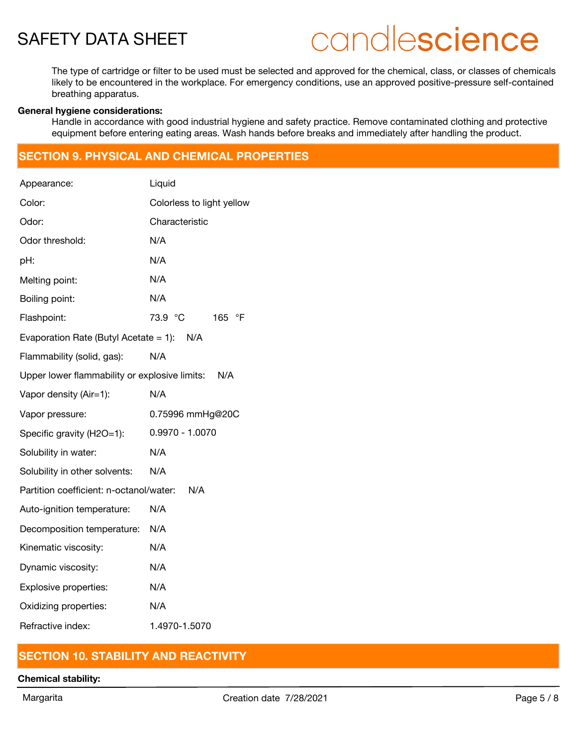The type of cartridge or filter to be used must be selected and approved for the chemical, class, or classes of chemicals likely to be encountered in the workplace. For emergency conditions, use an approved positive-pressure self-contained breathing apparatus.

**General hygiene considerations:**

Handle in accordance with good industrial hygiene and safety practice. Remove contaminated clothing and protective equipment before entering eating areas. Wash hands before breaks and immediately after handling the product.

## SECTION 9. PHYSICAL AND CHEMICAL PROPERTIES

| Property | Value |
|---|---|
| Appearance: | Liquid |
| Color: | Colorless to light yellow |
| Odor: | Characteristic |
| Odor threshold: | N/A |
| pH: | N/A |
| Melting point: | N/A |
| Boiling point: | N/A |
| Flashpoint: | 73.9 °C 165 °F |
| Evaporation Rate (Butyl Acetate = 1): | N/A |
| Flammability (solid, gas): | N/A |
| Upper lower flammability or explosive limits: | N/A |
| Vapor density (Air=1): | N/A |
| Vapor pressure: | 0.75996 mmHg@20C |
| Specific gravity (H2O=1): | 0.9970 - 1.0070 |
| Solubility in water: | N/A |
| Solubility in other solvents: | N/A |
| Partition coefficient: n-octanol/water: | N/A |
| Auto-ignition temperature: | N/A |
| Decomposition temperature: | N/A |
| Kinematic viscosity: | N/A |
| Dynamic viscosity: | N/A |
| Explosive properties: | N/A |
| Oxidizing properties: | N/A |
| Refractive index: | 1.4970-1.5070 |

## SECTION 10. STABILITY AND REACTIVITY

**Chemical stability:**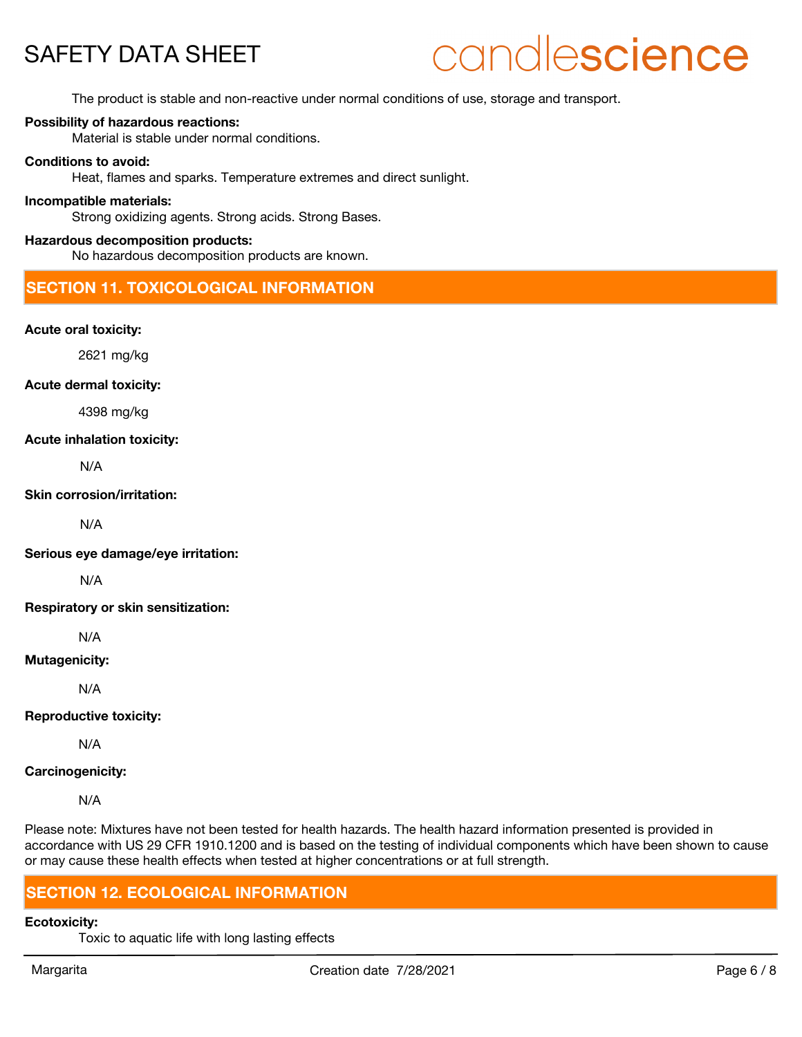The product is stable and non-reactive under normal conditions of use, storage and transport.

**Possibility of hazardous reactions:**

Material is stable under normal conditions.

**Conditions to avoid:**

Heat, flames and sparks. Temperature extremes and direct sunlight.

**Incompatible materials:**

Strong oxidizing agents. Strong acids. Strong Bases.

**Hazardous decomposition products:**

No hazardous decomposition products are known.

## SECTION 11. TOXICOLOGICAL INFORMATION

**Acute oral toxicity:**

2621 mg/kg

**Acute dermal toxicity:**

4398 mg/kg

**Acute inhalation toxicity:**

N/A

**Skin corrosion/irritation:**

N/A

**Serious eye damage/eye irritation:**

N/A

**Respiratory or skin sensitization:**

N/A

**Mutagenicity:**

N/A

**Reproductive toxicity:**

N/A

**Carcinogenicity:**

N/A

Please note: Mixtures have not been tested for health hazards. The health hazard information presented is provided in accordance with US 29 CFR 1910.1200 and is based on the testing of individual components which have been shown to cause or may cause these health effects when tested at higher concentrations or at full strength.

## SECTION 12. ECOLOGICAL INFORMATION

**Ecotoxicity:**

Toxic to aquatic life with long lasting effects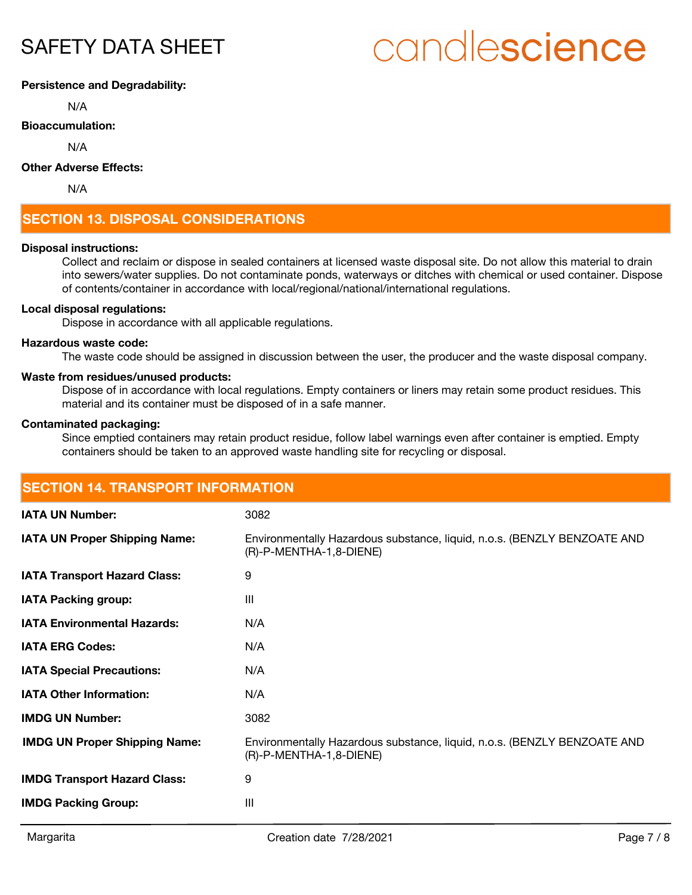**Persistence and Degradability:**

N/A

**Bioaccumulation:**

N/A

**Other Adverse Effects:**

N/A

## SECTION 13. DISPOSAL CONSIDERATIONS

**Disposal instructions:**

Collect and reclaim or dispose in sealed containers at licensed waste disposal site. Do not allow this material to drain into sewers/water supplies. Do not contaminate ponds, waterways or ditches with chemical or used container. Dispose of contents/container in accordance with local/regional/national/international regulations.

**Local disposal regulations:**

Dispose in accordance with all applicable regulations.

**Hazardous waste code:**

The waste code should be assigned in discussion between the user, the producer and the waste disposal company.

**Waste from residues/unused products:**

Dispose of in accordance with local regulations. Empty containers or liners may retain some product residues. This material and its container must be disposed of in a safe manner.

**Contaminated packaging:**

Since emptied containers may retain product residue, follow label warnings even after container is emptied. Empty containers should be taken to an approved waste handling site for recycling or disposal.

## SECTION 14. TRANSPORT INFORMATION

| | |
|---|---|
| **IATA UN Number:** | 3082 |
| **IATA UN Proper Shipping Name:** | Environmentally Hazardous substance, liquid, n.o.s. (BENZLY BENZOATE AND (R)-P-MENTHA-1,8-DIENE) |
| **IATA Transport Hazard Class:** | 9 |
| **IATA Packing group:** | III |
| **IATA Environmental Hazards:** | N/A |
| **IATA ERG Codes:** | N/A |
| **IATA Special Precautions:** | N/A |
| **IATA Other Information:** | N/A |
| **IMDG UN Number:** | 3082 |
| **IMDG UN Proper Shipping Name:** | Environmentally Hazardous substance, liquid, n.o.s. (BENZLY BENZOATE AND (R)-P-MENTHA-1,8-DIENE) |
| **IMDG Transport Hazard Class:** | 9 |
| **IMDG Packing Group:** | III |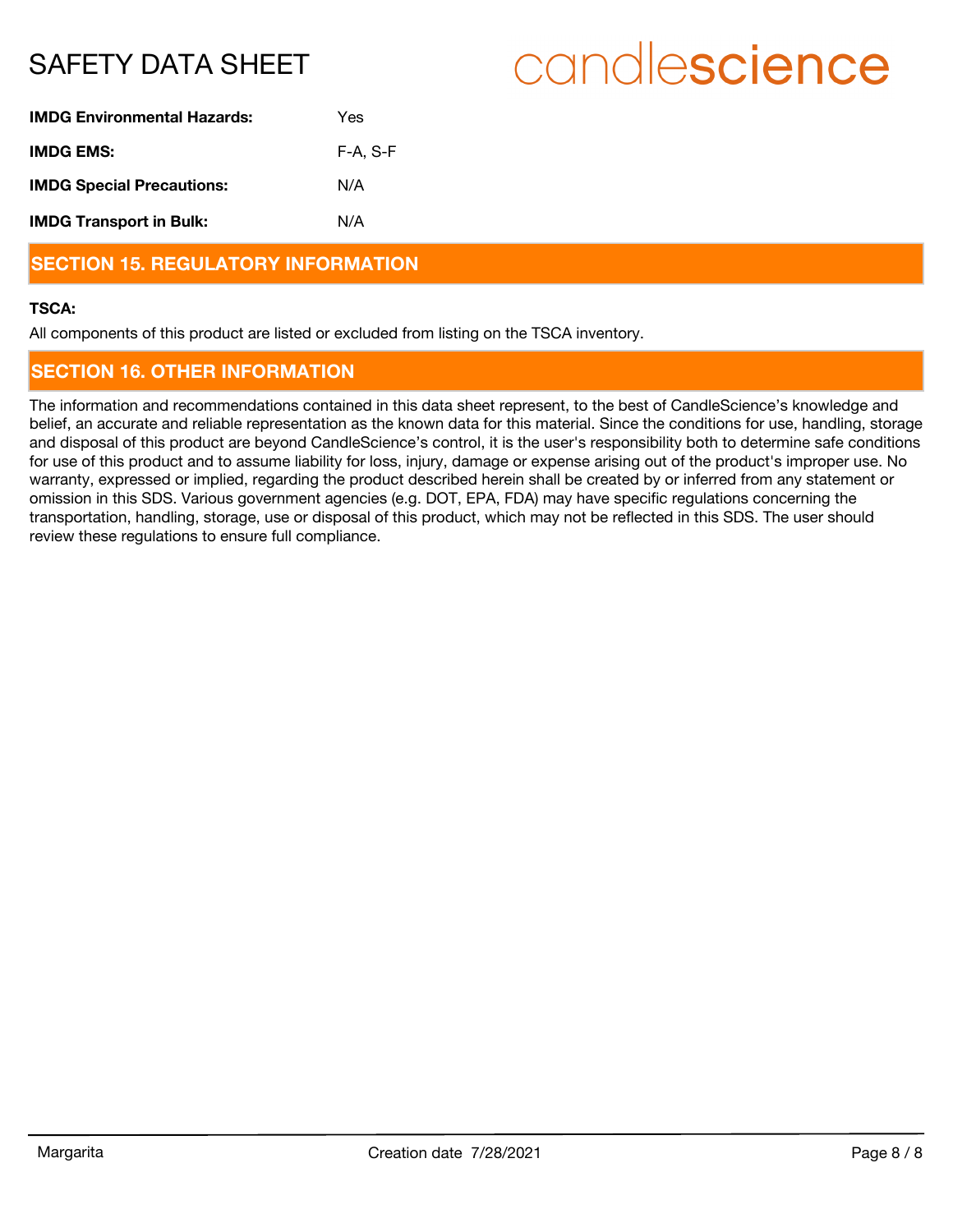| | |
|---|---|
| **IMDG Environmental Hazards:** | Yes |
| **IMDG EMS:** | F-A, S-F |
| **IMDG Special Precautions:** | N/A |
| **IMDG Transport in Bulk:** | N/A |

## SECTION 15. REGULATORY INFORMATION

**TSCA:**

All components of this product are listed or excluded from listing on the TSCA inventory.

## SECTION 16. OTHER INFORMATION

The information and recommendations contained in this data sheet represent, to the best of CandleScience's knowledge and belief, an accurate and reliable representation as the known data for this material. Since the conditions for use, handling, storage and disposal of this product are beyond CandleScience's control, it is the user's responsibility both to determine safe conditions for use of this product and to assume liability for loss, injury, damage or expense arising out of the product's improper use. No warranty, expressed or implied, regarding the product described herein shall be created by or inferred from any statement or omission in this SDS. Various government agencies (e.g. DOT, EPA, FDA) may have specific regulations concerning the transportation, handling, storage, use or disposal of this product, which may not be reflected in this SDS. The user should review these regulations to ensure full compliance.